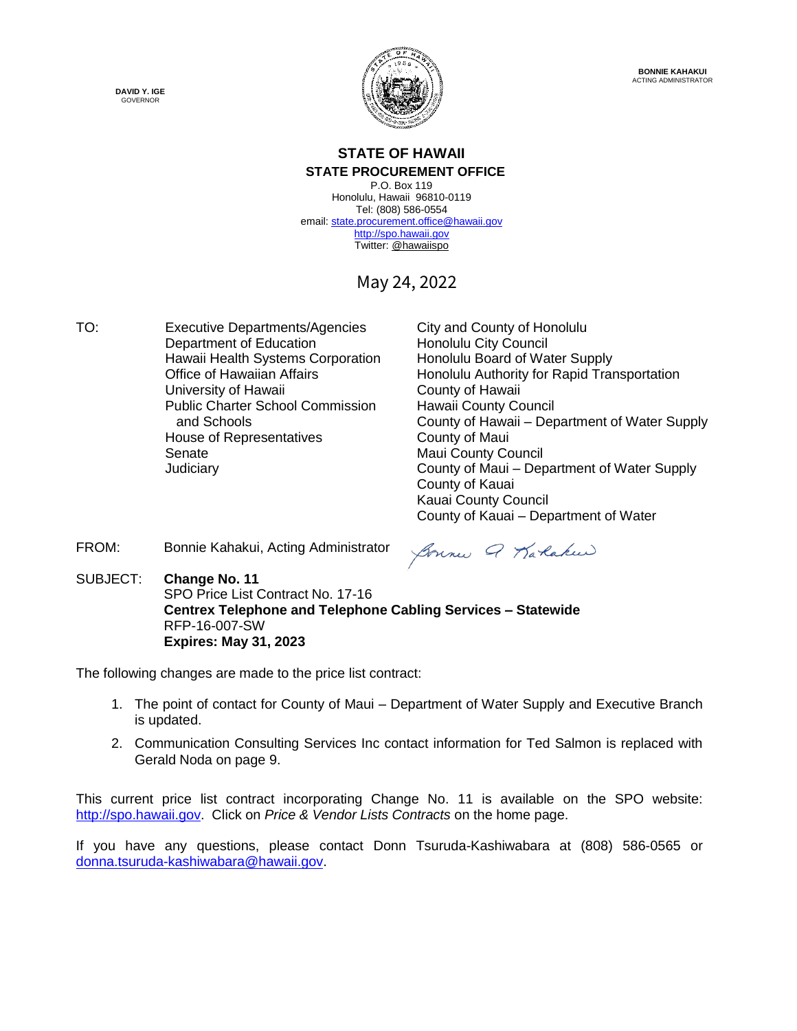DAVID Y. IGE
GOVERNOR

BONNIE KAHAKUI
ACTING ADMINISTRATOR

# STATE OF HAWAII
## STATE PROCUREMENT OFFICE

P.O. Box 119
Honolulu, Hawaii 96810-0119
Tel: (808) 586-0554
email: state.procurement.office@hawaii.gov
http://spo.hawaii.gov
Twitter: @hawaiispo

May 24, 2022

TO:

Executive Departments/Agencies
Department of Education
Hawaii Health Systems Corporation
Office of Hawaiian Affairs
University of Hawaii
Public Charter School Commission and Schools
House of Representatives
Senate
Judiciary

City and County of Honolulu
Honolulu City Council
Honolulu Board of Water Supply
Honolulu Authority for Rapid Transportation
County of Hawaii
Hawaii County Council
County of Hawaii – Department of Water Supply
County of Maui
Maui County Council
County of Maui – Department of Water Supply
County of Kauai
Kauai County Council
County of Kauai – Department of Water

FROM: Bonnie Kahakui, Acting Administrator

SUBJECT: **Change No. 11**
SPO Price List Contract No. 17-16
**Centrex Telephone and Telephone Cabling Services – Statewide**
RFP-16-007-SW
**Expires: May 31, 2023**

The following changes are made to the price list contract:

1. The point of contact for County of Maui – Department of Water Supply and Executive Branch is updated.
2. Communication Consulting Services Inc contact information for Ted Salmon is replaced with Gerald Noda on page 9.

This current price list contract incorporating Change No. 11 is available on the SPO website: http://spo.hawaii.gov. Click on *Price & Vendor Lists Contracts* on the home page.

If you have any questions, please contact Donn Tsuruda-Kashiwabara at (808) 586-0565 or donna.tsuruda-kashiwabara@hawaii.gov.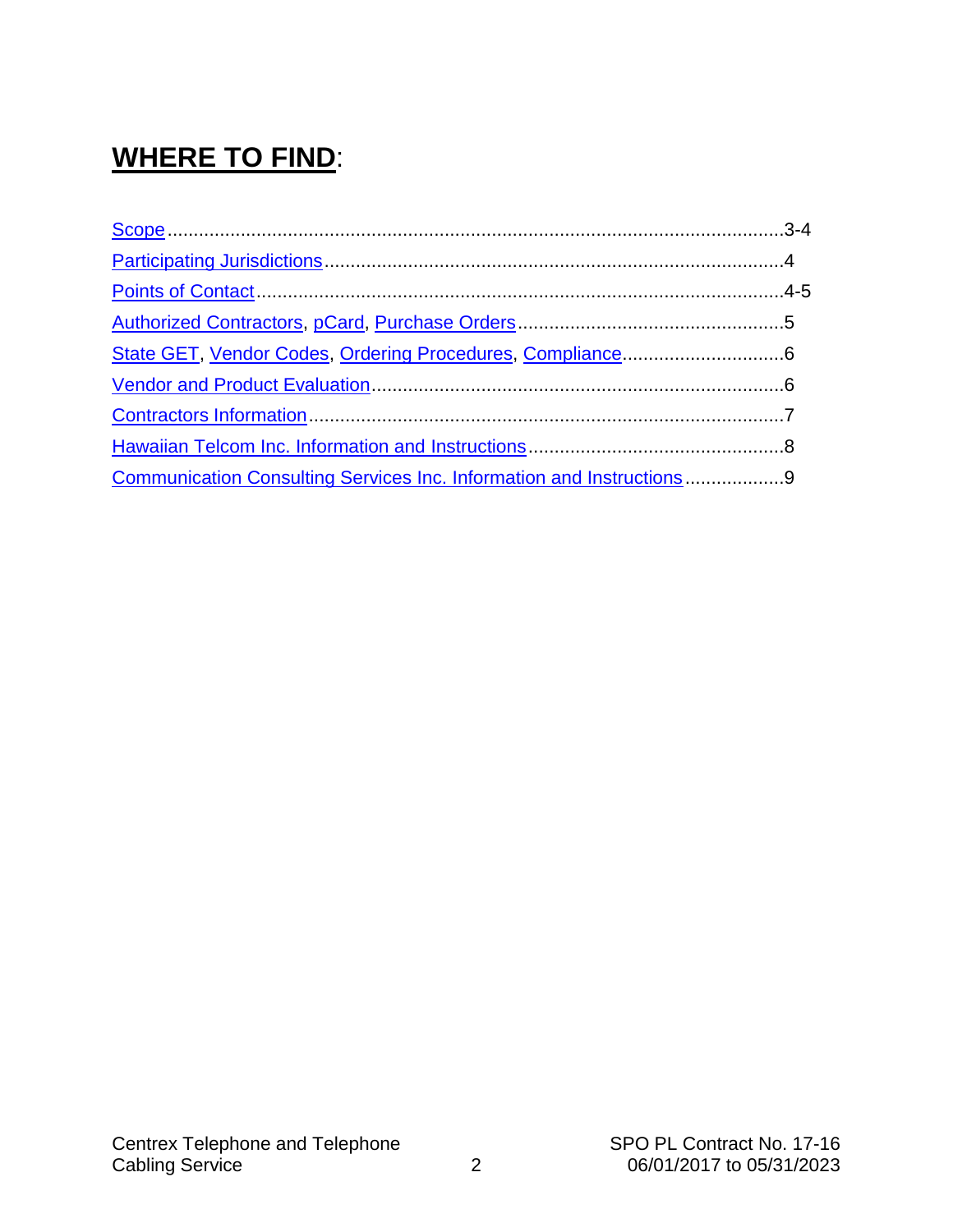# **WHERE TO FIND**:

Scope.....................................................................................................................3-4
Participating Jurisdictions........................................................................................4
Points of Contact.....................................................................................................4-5
Authorized Contractors, pCard, Purchase Orders...................................................5
State GET, Vendor Codes, Ordering Procedures, Compliance...............................6
Vendor and Product Evaluation...............................................................................6
Contractors Information...........................................................................................7
Hawaiian Telcom Inc. Information and Instructions.................................................8
Communication Consulting Services Inc. Information and Instructions...................9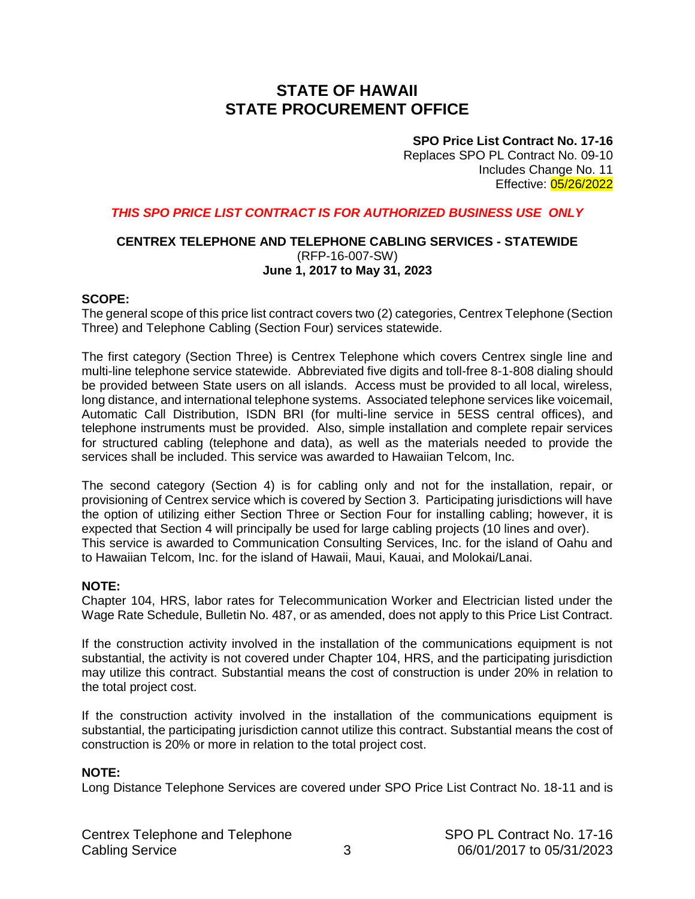# STATE OF HAWAII
# STATE PROCUREMENT OFFICE

**SPO Price List Contract No. 17-16**
Replaces SPO PL Contract No. 09-10
Includes Change No. 11
Effective: 05/26/2022

***THIS SPO PRICE LIST CONTRACT IS FOR AUTHORIZED BUSINESS USE ONLY***

**CENTREX TELEPHONE AND TELEPHONE CABLING SERVICES - STATEWIDE**
(RFP-16-007-SW)
**June 1, 2017 to May 31, 2023**

**SCOPE:**
The general scope of this price list contract covers two (2) categories, Centrex Telephone (Section Three) and Telephone Cabling (Section Four) services statewide.

The first category (Section Three) is Centrex Telephone which covers Centrex single line and multi-line telephone service statewide. Abbreviated five digits and toll-free 8-1-808 dialing should be provided between State users on all islands. Access must be provided to all local, wireless, long distance, and international telephone systems. Associated telephone services like voicemail, Automatic Call Distribution, ISDN BRI (for multi-line service in 5ESS central offices), and telephone instruments must be provided. Also, simple installation and complete repair services for structured cabling (telephone and data), as well as the materials needed to provide the services shall be included. This service was awarded to Hawaiian Telcom, Inc.

The second category (Section 4) is for cabling only and not for the installation, repair, or provisioning of Centrex service which is covered by Section 3. Participating jurisdictions will have the option of utilizing either Section Three or Section Four for installing cabling; however, it is expected that Section 4 will principally be used for large cabling projects (10 lines and over). This service is awarded to Communication Consulting Services, Inc. for the island of Oahu and to Hawaiian Telcom, Inc. for the island of Hawaii, Maui, Kauai, and Molokai/Lanai.

**NOTE:**
Chapter 104, HRS, labor rates for Telecommunication Worker and Electrician listed under the Wage Rate Schedule, Bulletin No. 487, or as amended, does not apply to this Price List Contract.

If the construction activity involved in the installation of the communications equipment is not substantial, the activity is not covered under Chapter 104, HRS, and the participating jurisdiction may utilize this contract. Substantial means the cost of construction is under 20% in relation to the total project cost.

If the construction activity involved in the installation of the communications equipment is substantial, the participating jurisdiction cannot utilize this contract. Substantial means the cost of construction is 20% or more in relation to the total project cost.

**NOTE:**
Long Distance Telephone Services are covered under SPO Price List Contract No. 18-11 and is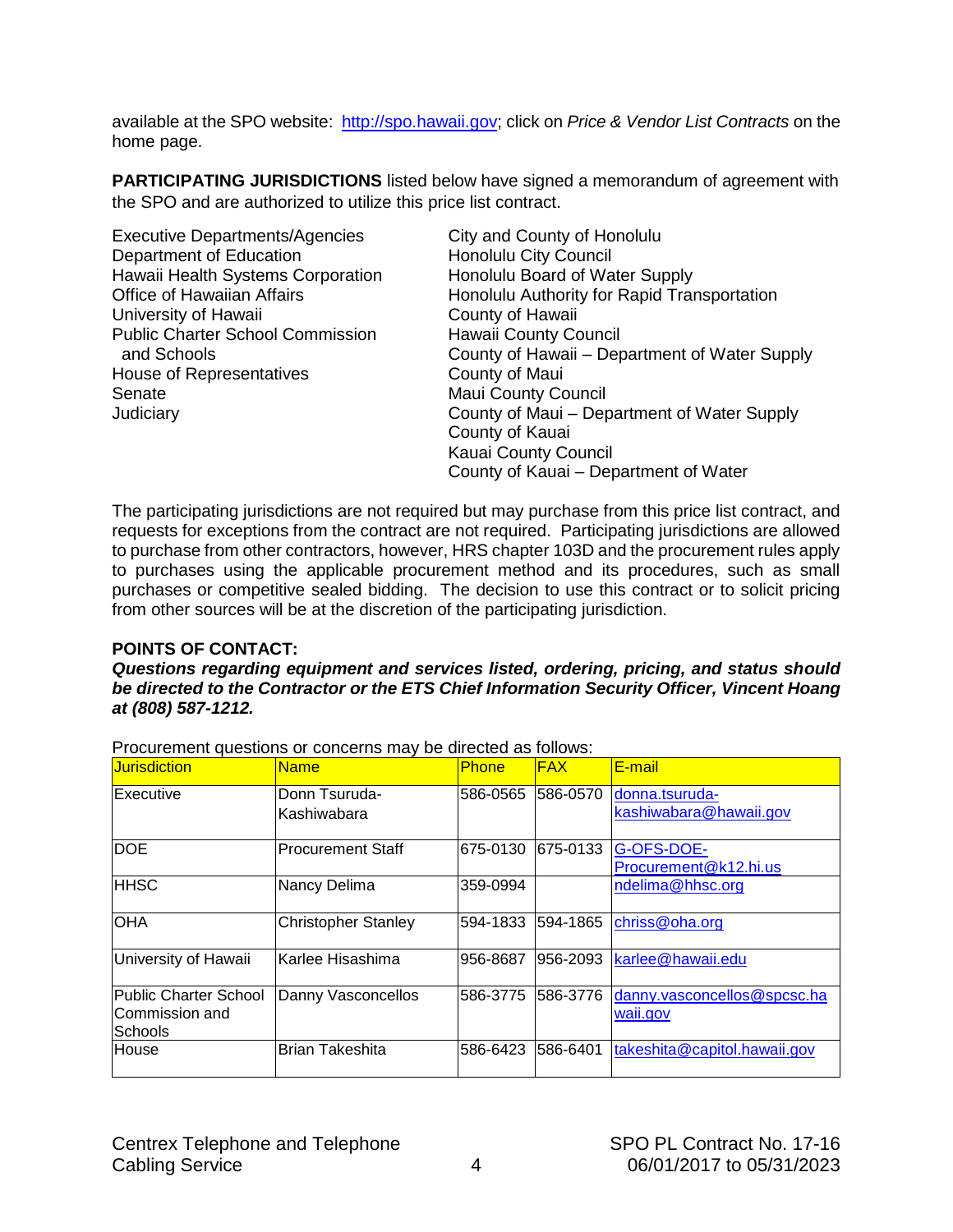available at the SPO website: http://spo.hawaii.gov; click on *Price & Vendor List Contracts* on the home page.

**PARTICIPATING JURISDICTIONS** listed below have signed a memorandum of agreement with the SPO and are authorized to utilize this price list contract.

Executive Departments/Agencies
Department of Education
Hawaii Health Systems Corporation
Office of Hawaiian Affairs
University of Hawaii
Public Charter School Commission and Schools
House of Representatives
Senate
Judiciary

City and County of Honolulu
Honolulu City Council
Honolulu Board of Water Supply
Honolulu Authority for Rapid Transportation
County of Hawaii
Hawaii County Council
County of Hawaii – Department of Water Supply
County of Maui
Maui County Council
County of Maui – Department of Water Supply
County of Kauai
Kauai County Council
County of Kauai – Department of Water

The participating jurisdictions are not required but may purchase from this price list contract, and requests for exceptions from the contract are not required. Participating jurisdictions are allowed to purchase from other contractors, however, HRS chapter 103D and the procurement rules apply to purchases using the applicable procurement method and its procedures, such as small purchases or competitive sealed bidding. The decision to use this contract or to solicit pricing from other sources will be at the discretion of the participating jurisdiction.

**POINTS OF CONTACT:**

***Questions regarding equipment and services listed, ordering, pricing, and status should be directed to the Contractor or the ETS Chief Information Security Officer, Vincent Hoang at (808) 587-1212.***

Procurement questions or concerns may be directed as follows:

| Jurisdiction | Name | Phone | FAX | E-mail |
|---|---|---|---|---|
| Executive | Donn Tsuruda-Kashiwabara | 586-0565 | 586-0570 | donna.tsuruda-kashiwabara@hawaii.gov |
| DOE | Procurement Staff | 675-0130 | 675-0133 | G-OFS-DOE-Procurement@k12.hi.us |
| HHSC | Nancy Delima | 359-0994 | | ndelima@hhsc.org |
| OHA | Christopher Stanley | 594-1833 | 594-1865 | chriss@oha.org |
| University of Hawaii | Karlee Hisashima | 956-8687 | 956-2093 | karlee@hawaii.edu |
| Public Charter School Commission and Schools | Danny Vasconcellos | 586-3775 | 586-3776 | danny.vasconcellos@spcsc.hawaii.gov |
| House | Brian Takeshita | 586-6423 | 586-6401 | takeshita@capitol.hawaii.gov |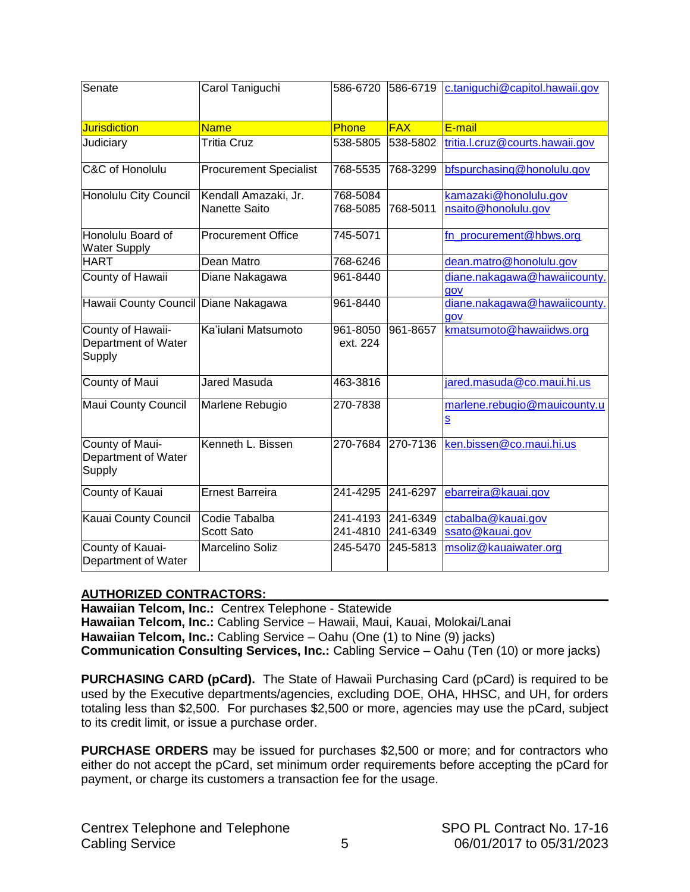| Senate | Carol Taniguchi | 586-6720 | 586-6719 | c.taniguchi@capitol.hawaii.gov |
|---|---|---|---|---|
| **Jurisdiction** | **Name** | **Phone** | **FAX** | **E-mail** |
| Judiciary | Tritia Cruz | 538-5805 | 538-5802 | tritia.l.cruz@courts.hawaii.gov |
| C&C of Honolulu | Procurement Specialist | 768-5535 | 768-3299 | bfspurchasing@honolulu.gov |
| Honolulu City Council | Kendall Amazaki, Jr.<br>Nanette Saito | 768-5084<br>768-5085 | 768-5011 | kamazaki@honolulu.gov<br>nsaito@honolulu.gov |
| Honolulu Board of Water Supply | Procurement Office | 745-5071 | | fn_procurement@hbws.org |
| HART | Dean Matro | 768-6246 | | dean.matro@honolulu.gov |
| County of Hawaii | Diane Nakagawa | 961-8440 | | diane.nakagawa@hawaiicounty.gov |
| Hawaii County Council | Diane Nakagawa | 961-8440 | | diane.nakagawa@hawaiicounty.gov |
| County of Hawaii-Department of Water Supply | Ka'iulani Matsumoto | 961-8050 ext. 224 | 961-8657 | kmatsumoto@hawaiidws.org |
| County of Maui | Jared Masuda | 463-3816 | | jared.masuda@co.maui.hi.us |
| Maui County Council | Marlene Rebugio | 270-7838 | | marlene.rebugio@mauicounty.us |
| County of Maui-Department of Water Supply | Kenneth L. Bissen | 270-7684 | 270-7136 | ken.bissen@co.maui.hi.us |
| County of Kauai | Ernest Barreira | 241-4295 | 241-6297 | ebarreira@kauai.gov |
| Kauai County Council | Codie Tabalba<br>Scott Sato | 241-4193<br>241-4810 | 241-6349<br>241-6349 | ctabalba@kauai.gov<br>ssato@kauai.gov |
| County of Kauai-Department of Water | Marcelino Soliz | 245-5470 | 245-5813 | msoliz@kauaiwater.org |

**AUTHORIZED CONTRACTORS:**

**Hawaiian Telcom, Inc.:** Centrex Telephone - Statewide
**Hawaiian Telcom, Inc.:** Cabling Service – Hawaii, Maui, Kauai, Molokai/Lanai
**Hawaiian Telcom, Inc.:** Cabling Service – Oahu (One (1) to Nine (9) jacks)
**Communication Consulting Services, Inc.:** Cabling Service – Oahu (Ten (10) or more jacks)

**PURCHASING CARD (pCard).** The State of Hawaii Purchasing Card (pCard) is required to be used by the Executive departments/agencies, excluding DOE, OHA, HHSC, and UH, for orders totaling less than $2,500. For purchases $2,500 or more, agencies may use the pCard, subject to its credit limit, or issue a purchase order.

**PURCHASE ORDERS** may be issued for purchases $2,500 or more; and for contractors who either do not accept the pCard, set minimum order requirements before accepting the pCard for payment, or charge its customers a transaction fee for the usage.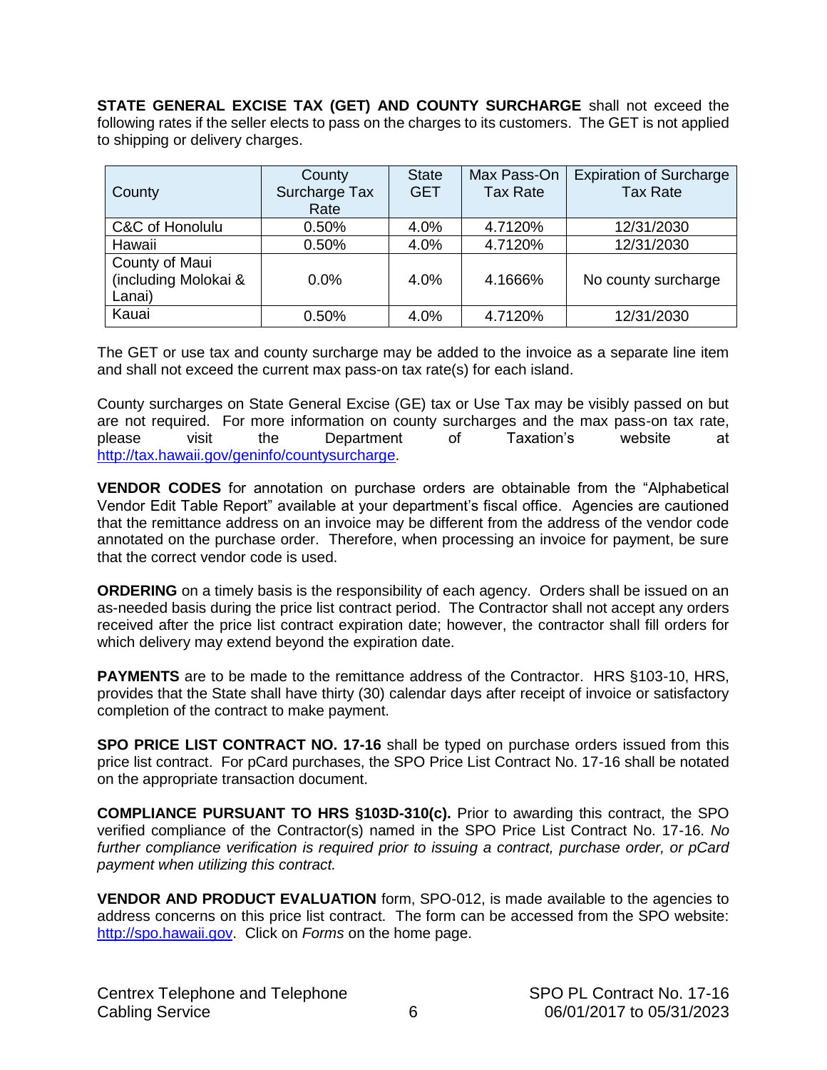**STATE GENERAL EXCISE TAX (GET) AND COUNTY SURCHARGE** shall not exceed the following rates if the seller elects to pass on the charges to its customers. The GET is not applied to shipping or delivery charges.

| County | County Surcharge Tax Rate | State GET | Max Pass-On Tax Rate | Expiration of Surcharge Tax Rate |
|---|---|---|---|---|
| C&C of Honolulu | 0.50% | 4.0% | 4.7120% | 12/31/2030 |
| Hawaii | 0.50% | 4.0% | 4.7120% | 12/31/2030 |
| County of Maui (including Molokai & Lanai) | 0.0% | 4.0% | 4.1666% | No county surcharge |
| Kauai | 0.50% | 4.0% | 4.7120% | 12/31/2030 |

The GET or use tax and county surcharge may be added to the invoice as a separate line item and shall not exceed the current max pass-on tax rate(s) for each island.

County surcharges on State General Excise (GE) tax or Use Tax may be visibly passed on but are not required. For more information on county surcharges and the max pass-on tax rate, please visit the Department of Taxation's website at http://tax.hawaii.gov/geninfo/countysurcharge.

**VENDOR CODES** for annotation on purchase orders are obtainable from the "Alphabetical Vendor Edit Table Report" available at your department's fiscal office. Agencies are cautioned that the remittance address on an invoice may be different from the address of the vendor code annotated on the purchase order. Therefore, when processing an invoice for payment, be sure that the correct vendor code is used.

**ORDERING** on a timely basis is the responsibility of each agency. Orders shall be issued on an as-needed basis during the price list contract period. The Contractor shall not accept any orders received after the price list contract expiration date; however, the contractor shall fill orders for which delivery may extend beyond the expiration date.

**PAYMENTS** are to be made to the remittance address of the Contractor. HRS §103-10, HRS, provides that the State shall have thirty (30) calendar days after receipt of invoice or satisfactory completion of the contract to make payment.

**SPO PRICE LIST CONTRACT NO. 17-16** shall be typed on purchase orders issued from this price list contract. For pCard purchases, the SPO Price List Contract No. 17-16 shall be notated on the appropriate transaction document.

**COMPLIANCE PURSUANT TO HRS §103D-310(c).** Prior to awarding this contract, the SPO verified compliance of the Contractor(s) named in the SPO Price List Contract No. 17-16. *No further compliance verification is required prior to issuing a contract, purchase order, or pCard payment when utilizing this contract.*

**VENDOR AND PRODUCT EVALUATION** form, SPO-012, is made available to the agencies to address concerns on this price list contract. The form can be accessed from the SPO website: http://spo.hawaii.gov. Click on *Forms* on the home page.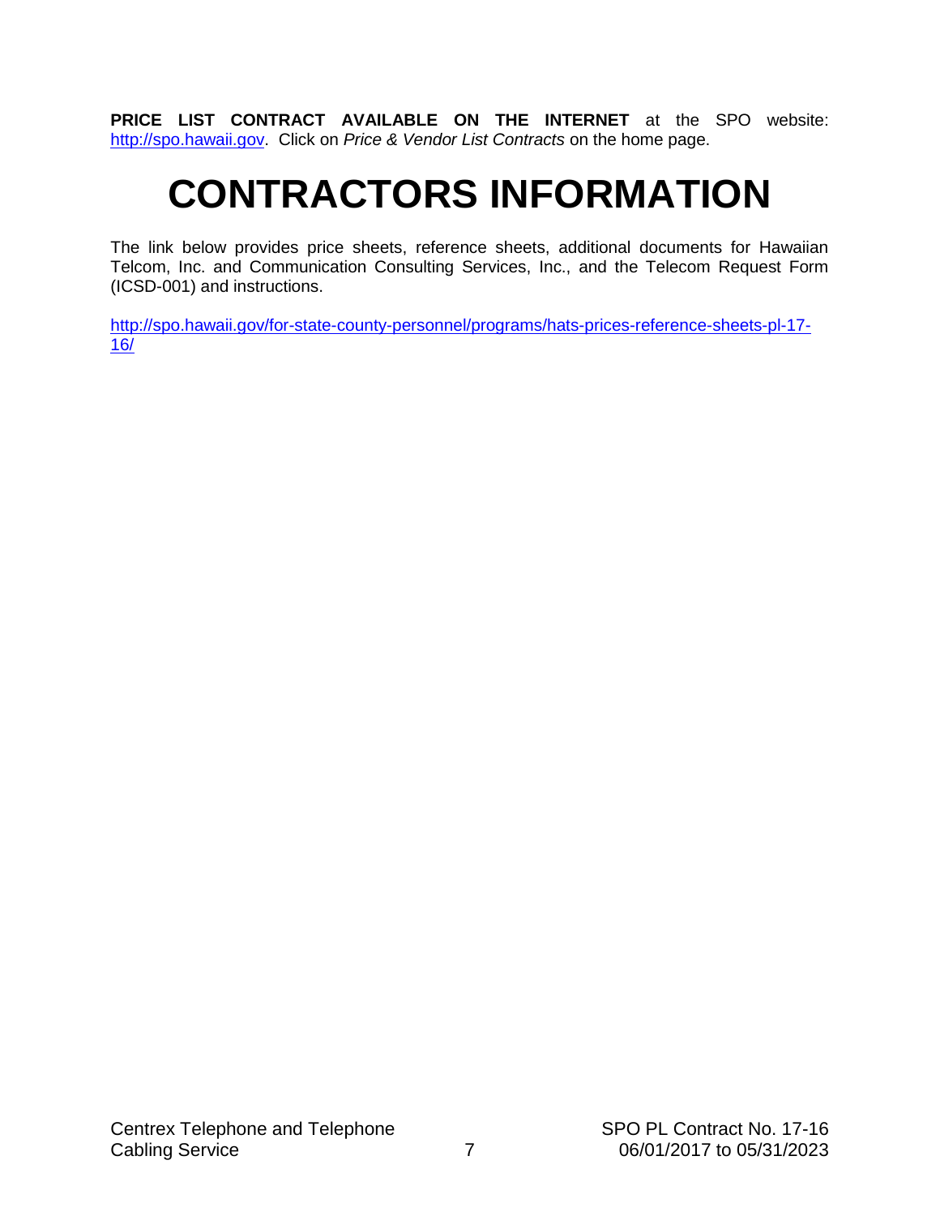**PRICE LIST CONTRACT AVAILABLE ON THE INTERNET** at the SPO website: http://spo.hawaii.gov. Click on *Price & Vendor List Contracts* on the home page.

# CONTRACTORS INFORMATION

The link below provides price sheets, reference sheets, additional documents for Hawaiian Telcom, Inc. and Communication Consulting Services, Inc., and the Telecom Request Form (ICSD-001) and instructions.

http://spo.hawaii.gov/for-state-county-personnel/programs/hats-prices-reference-sheets-pl-17-16/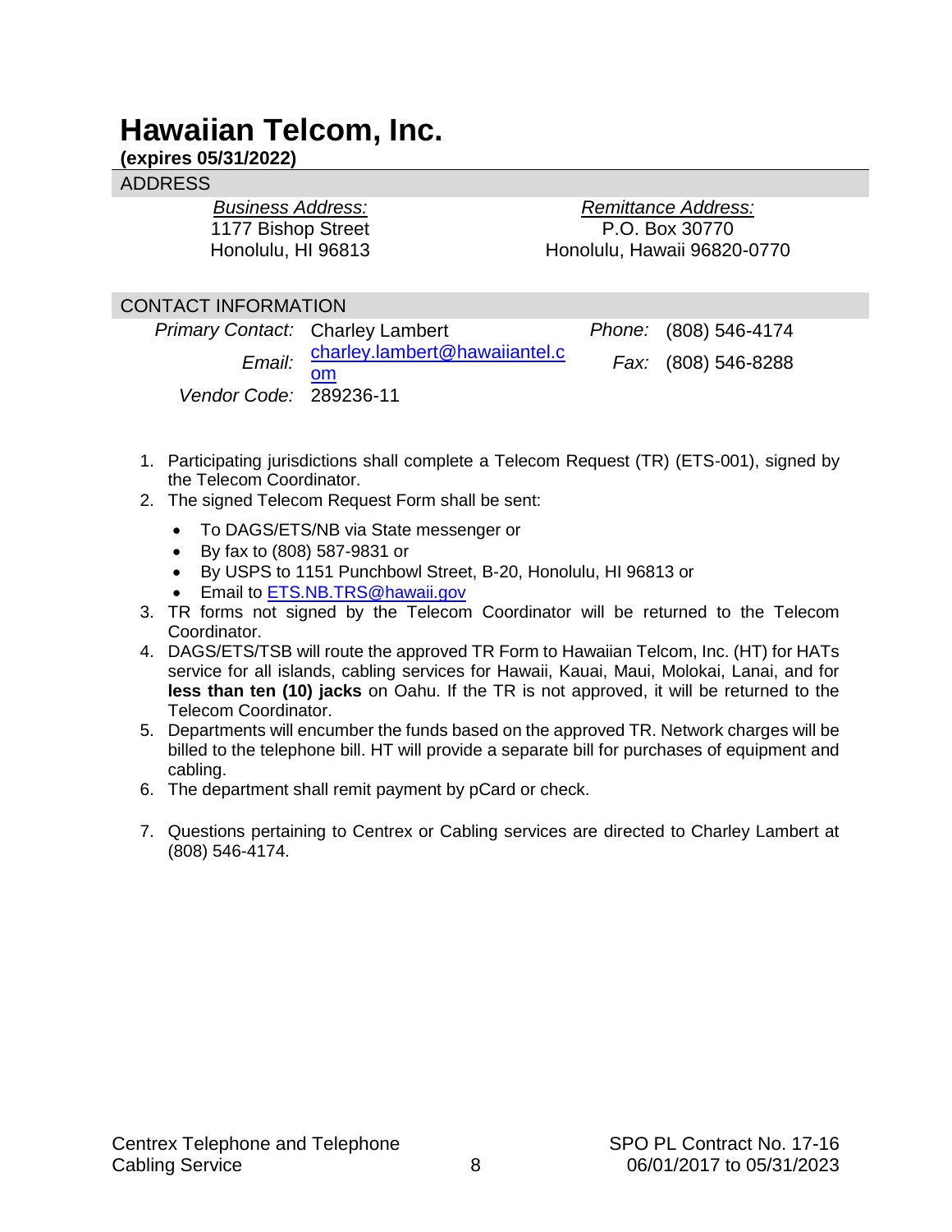# Hawaiian Telcom, Inc.

**(expires 05/31/2022)**

## ADDRESS

| *Business Address:* | *Remittance Address:* |
|---|---|
| 1177 Bishop Street | P.O. Box 30770 |
| Honolulu, HI 96813 | Honolulu, Hawaii 96820-0770 |

## CONTACT INFORMATION

| | | | |
|---|---|---|---|
| *Primary Contact:* | Charley Lambert | *Phone:* | (808) 546-4174 |
| *Email:* | charley.lambert@hawaiiantel.com | *Fax:* | (808) 546-8288 |
| *Vendor Code:* | 289236-11 | | |

1. Participating jurisdictions shall complete a Telecom Request (TR) (ETS-001), signed by the Telecom Coordinator.
2. The signed Telecom Request Form shall be sent:
   - To DAGS/ETS/NB via State messenger or
   - By fax to (808) 587-9831 or
   - By USPS to 1151 Punchbowl Street, B-20, Honolulu, HI 96813 or
   - Email to ETS.NB.TRS@hawaii.gov
3. TR forms not signed by the Telecom Coordinator will be returned to the Telecom Coordinator.
4. DAGS/ETS/TSB will route the approved TR Form to Hawaiian Telcom, Inc. (HT) for HATs service for all islands, cabling services for Hawaii, Kauai, Maui, Molokai, Lanai, and for **less than ten (10) jacks** on Oahu. If the TR is not approved, it will be returned to the Telecom Coordinator.
5. Departments will encumber the funds based on the approved TR. Network charges will be billed to the telephone bill. HT will provide a separate bill for purchases of equipment and cabling.
6. The department shall remit payment by pCard or check.
7. Questions pertaining to Centrex or Cabling services are directed to Charley Lambert at (808) 546-4174.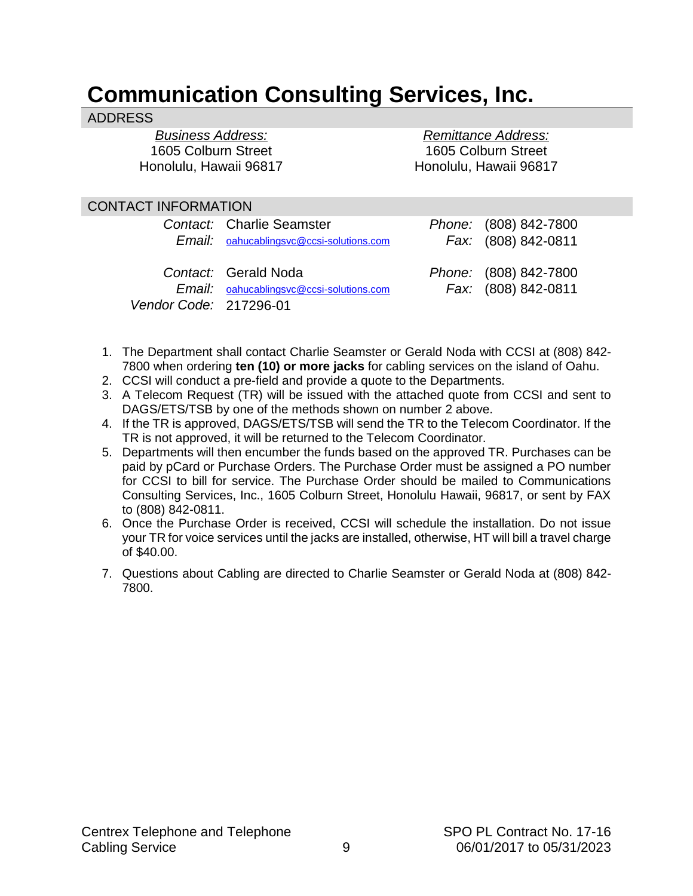# Communication Consulting Services, Inc.

## ADDRESS

| *Business Address:* | *Remittance Address:* |
|---|---|
| 1605 Colburn Street | 1605 Colburn Street |
| Honolulu, Hawaii 96817 | Honolulu, Hawaii 96817 |

## CONTACT INFORMATION

| | | | |
|---|---|---|---|
| *Contact:* | Charlie Seamster | *Phone:* | (808) 842-7800 |
| *Email:* | oahucablingsvc@ccsi-solutions.com | *Fax:* | (808) 842-0811 |
| *Contact:* | Gerald Noda | *Phone:* | (808) 842-7800 |
| *Email:* | oahucablingsvc@ccsi-solutions.com | *Fax:* | (808) 842-0811 |
| *Vendor Code:* | 217296-01 | | |

1. The Department shall contact Charlie Seamster or Gerald Noda with CCSI at (808) 842-7800 when ordering **ten (10) or more jacks** for cabling services on the island of Oahu.
2. CCSI will conduct a pre-field and provide a quote to the Departments.
3. A Telecom Request (TR) will be issued with the attached quote from CCSI and sent to DAGS/ETS/TSB by one of the methods shown on number 2 above.
4. If the TR is approved, DAGS/ETS/TSB will send the TR to the Telecom Coordinator. If the TR is not approved, it will be returned to the Telecom Coordinator.
5. Departments will then encumber the funds based on the approved TR. Purchases can be paid by pCard or Purchase Orders. The Purchase Order must be assigned a PO number for CCSI to bill for service. The Purchase Order should be mailed to Communications Consulting Services, Inc., 1605 Colburn Street, Honolulu Hawaii, 96817, or sent by FAX to (808) 842-0811.
6. Once the Purchase Order is received, CCSI will schedule the installation. Do not issue your TR for voice services until the jacks are installed, otherwise, HT will bill a travel charge of $40.00.
7. Questions about Cabling are directed to Charlie Seamster or Gerald Noda at (808) 842-7800.